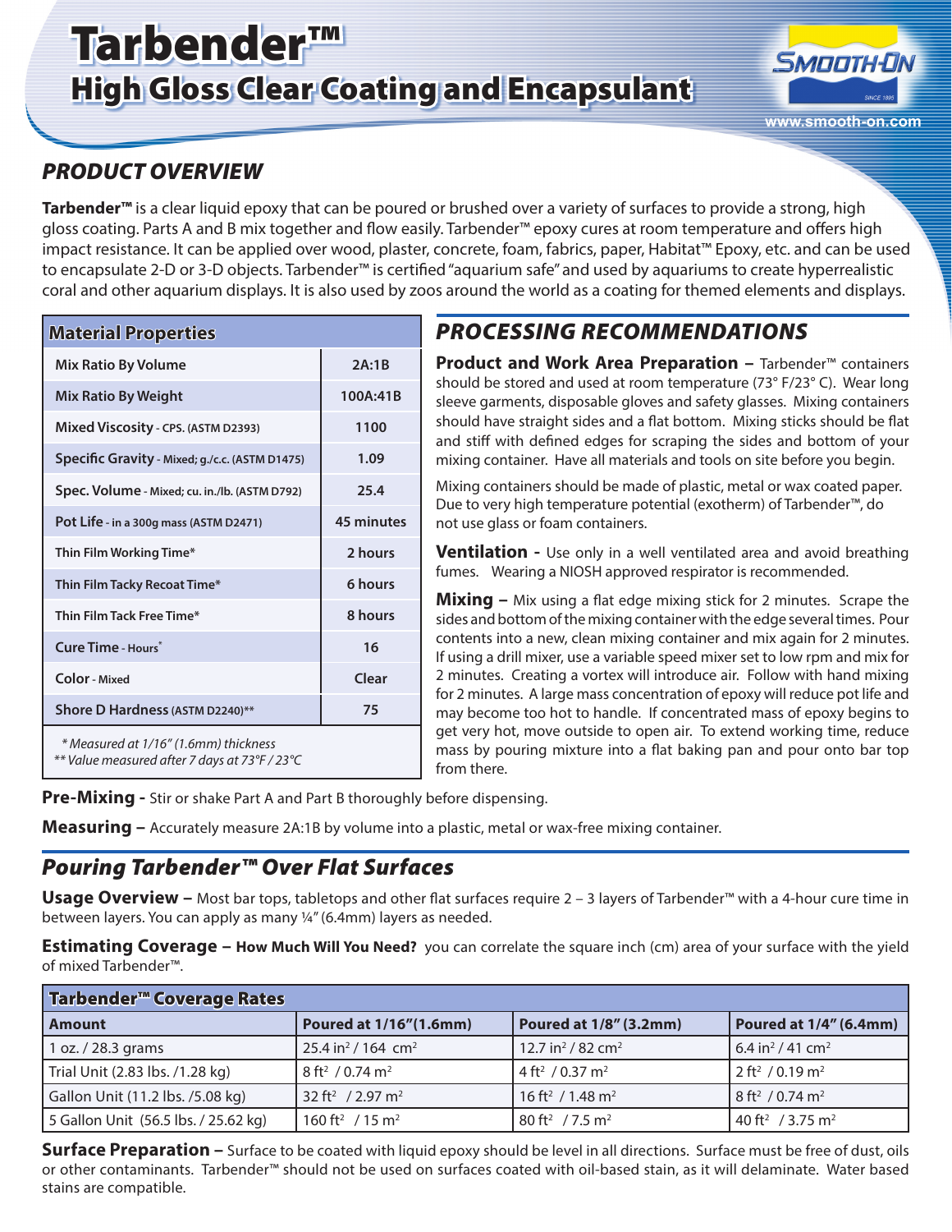# Tarbender™

## High Gloss Clear Coating and Encapsulant

www.smooth-on.com

## PRODUCT OVERVIEW

**Tarbender™** is a clear liquid epoxy that can be poured or brushed over a variety of surfaces to provide a strong, high gloss coating. Parts A and B mix together and flow easily. Tarbender™ epoxy cures at room temperature and offers high impact resistance. It can be applied over wood, plaster, concrete, foam, fabrics, paper, Habitat™ Epoxy, etc. and can be used to encapsulate 2-D or 3-D objects. Tarbender™ is certified "aquarium safe" and used by aquariums to create hyperrealistic coral and other aquarium displays. It is also used by zoos around the world as a coating for themed elements and displays.

| Material Properties | |
|---|---|
| Mix Ratio By Volume | 2A:1B |
| Mix Ratio By Weight | 100A:41B |
| Mixed Viscosity - CPS. (ASTM D2393) | 1100 |
| Specific Gravity - Mixed; g./c.c. (ASTM D1475) | 1.09 |
| Spec. Volume - Mixed; cu. in./lb. (ASTM D792) | 25.4 |
| Pot Life - in a 300g mass (ASTM D2471) | 45 minutes |
| Thin Film Working Time* | 2 hours |
| Thin Film Tacky Recoat Time* | 6 hours |
| Thin Film Tack Free Time* | 8 hours |
| Cure Time - Hours* | 16 |
| Color - Mixed | Clear |
| Shore D Hardness (ASTM D2240)** | 75 |

*\* Measured at 1/16" (1.6mm) thickness*
*\*\* Value measured after 7 days at 73°F / 23°C*

## PROCESSING RECOMMENDATIONS

**Product and Work Area Preparation –** Tarbender™ containers should be stored and used at room temperature (73° F/23° C). Wear long sleeve garments, disposable gloves and safety glasses. Mixing containers should have straight sides and a flat bottom. Mixing sticks should be flat and stiff with defined edges for scraping the sides and bottom of your mixing container. Have all materials and tools on site before you begin.

Mixing containers should be made of plastic, metal or wax coated paper. Due to very high temperature potential (exotherm) of Tarbender™, do not use glass or foam containers.

**Ventilation -** Use only in a well ventilated area and avoid breathing fumes. Wearing a NIOSH approved respirator is recommended.

**Mixing –** Mix using a flat edge mixing stick for 2 minutes. Scrape the sides and bottom of the mixing container with the edge several times. Pour contents into a new, clean mixing container and mix again for 2 minutes. If using a drill mixer, use a variable speed mixer set to low rpm and mix for 2 minutes. Creating a vortex will introduce air. Follow with hand mixing for 2 minutes. A large mass concentration of epoxy will reduce pot life and may become too hot to handle. If concentrated mass of epoxy begins to get very hot, move outside to open air. To extend working time, reduce mass by pouring mixture into a flat baking pan and pour onto bar top from there.

**Pre-Mixing -** Stir or shake Part A and Part B thoroughly before dispensing.

**Measuring –** Accurately measure 2A:1B by volume into a plastic, metal or wax-free mixing container.

## *Pouring Tarbender™ Over Flat Surfaces*

**Usage Overview –** Most bar tops, tabletops and other flat surfaces require 2 – 3 layers of Tarbender™ with a 4-hour cure time in between layers. You can apply as many ¼" (6.4mm) layers as needed.

**Estimating Coverage – How Much Will You Need?** you can correlate the square inch (cm) area of your surface with the yield of mixed Tarbender™.

| Tarbender™ Coverage Rates | | | |
|---|---|---|---|
| **Amount** | **Poured at 1/16"(1.6mm)** | **Poured at 1/8" (3.2mm)** | **Poured at 1/4" (6.4mm)** |
| 1 oz. / 28.3 grams | 25.4 $in^2$ / 164 $cm^2$ | 12.7 $in^2$ / 82 $cm^2$ | 6.4 $in^2$ / 41 $cm^2$ |
| Trial Unit (2.83 lbs. /1.28 kg) | 8 $ft^2$ / 0.74 $m^2$ | 4 $ft^2$ / 0.37 $m^2$ | 2 $ft^2$ / 0.19 $m^2$ |
| Gallon Unit (11.2 lbs. /5.08 kg) | 32 $ft^2$ / 2.97 $m^2$ | 16 $ft^2$ / 1.48 $m^2$ | 8 $ft^2$ / 0.74 $m^2$ |
| 5 Gallon Unit (56.5 lbs. / 25.62 kg) | 160 $ft^2$ / 15 $m^2$ | 80 $ft^2$ / 7.5 $m^2$ | 40 $ft^2$ / 3.75 $m^2$ |

**Surface Preparation –** Surface to be coated with liquid epoxy should be level in all directions. Surface must be free of dust, oils or other contaminants. Tarbender™ should not be used on surfaces coated with oil-based stain, as it will delaminate. Water based stains are compatible.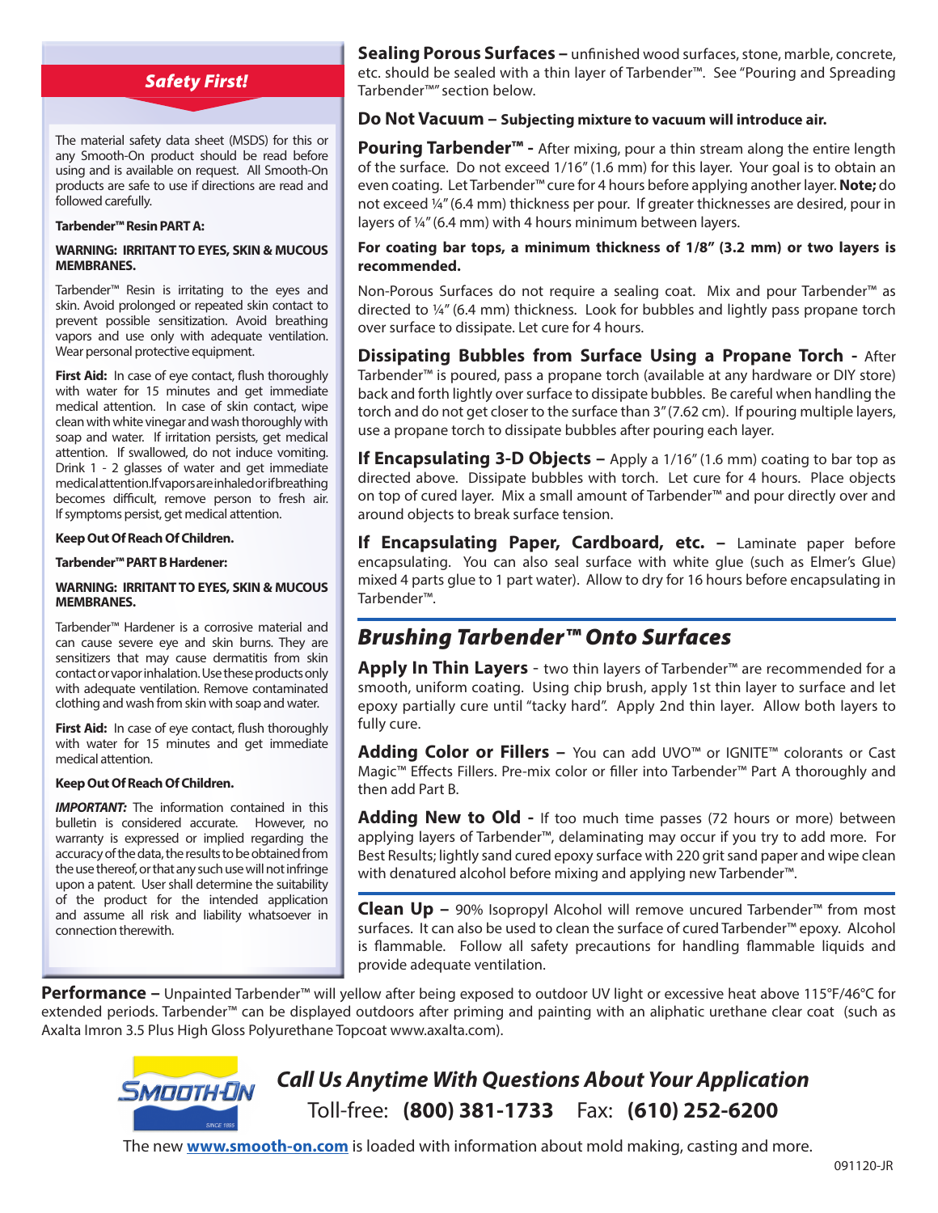## Safety First!

The material safety data sheet (MSDS) for this or any Smooth-On product should be read before using and is available on request. All Smooth-On products are safe to use if directions are read and followed carefully.

**Tarbender™ Resin PART A:**

**WARNING: IRRITANT TO EYES, SKIN & MUCOUS MEMBRANES.**

Tarbender™ Resin is irritating to the eyes and skin. Avoid prolonged or repeated skin contact to prevent possible sensitization. Avoid breathing vapors and use only with adequate ventilation. Wear personal protective equipment.

**First Aid:** In case of eye contact, flush thoroughly with water for 15 minutes and get immediate medical attention. In case of skin contact, wipe clean with white vinegar and wash thoroughly with soap and water. If irritation persists, get medical attention. If swallowed, do not induce vomiting. Drink 1 - 2 glasses of water and get immediate medical attention. If vapors are inhaled or if breathing becomes difficult, remove person to fresh air. If symptoms persist, get medical attention.

**Keep Out Of Reach Of Children.**

**Tarbender™ PART B Hardener:**

**WARNING: IRRITANT TO EYES, SKIN & MUCOUS MEMBRANES.**

Tarbender™ Hardener is a corrosive material and can cause severe eye and skin burns. They are sensitizers that may cause dermatitis from skin contact or vapor inhalation. Use these products only with adequate ventilation. Remove contaminated clothing and wash from skin with soap and water.

**First Aid:** In case of eye contact, flush thoroughly with water for 15 minutes and get immediate medical attention.

**Keep Out Of Reach Of Children.**

***IMPORTANT:*** The information contained in this bulletin is considered accurate. However, no warranty is expressed or implied regarding the accuracy of the data, the results to be obtained from the use thereof, or that any such use will not infringe upon a patent. User shall determine the suitability of the product for the intended application and assume all risk and liability whatsoever in connection therewith.

**Sealing Porous Surfaces –** unfinished wood surfaces, stone, marble, concrete, etc. should be sealed with a thin layer of Tarbender™. See "Pouring and Spreading Tarbender™" section below.

**Do Not Vacuum – Subjecting mixture to vacuum will introduce air.**

**Pouring Tarbender™ -** After mixing, pour a thin stream along the entire length of the surface. Do not exceed 1/16" (1.6 mm) for this layer. Your goal is to obtain an even coating. Let Tarbender™ cure for 4 hours before applying another layer. **Note;** do not exceed ¼" (6.4 mm) thickness per pour. If greater thicknesses are desired, pour in layers of ¼" (6.4 mm) with 4 hours minimum between layers.

**For coating bar tops, a minimum thickness of 1/8" (3.2 mm) or two layers is recommended.**

Non-Porous Surfaces do not require a sealing coat. Mix and pour Tarbender™ as directed to ¼" (6.4 mm) thickness. Look for bubbles and lightly pass propane torch over surface to dissipate. Let cure for 4 hours.

**Dissipating Bubbles from Surface Using a Propane Torch -** After Tarbender™ is poured, pass a propane torch (available at any hardware or DIY store) back and forth lightly over surface to dissipate bubbles. Be careful when handling the torch and do not get closer to the surface than 3" (7.62 cm). If pouring multiple layers, use a propane torch to dissipate bubbles after pouring each layer.

**If Encapsulating 3-D Objects –** Apply a 1/16" (1.6 mm) coating to bar top as directed above. Dissipate bubbles with torch. Let cure for 4 hours. Place objects on top of cured layer. Mix a small amount of Tarbender™ and pour directly over and around objects to break surface tension.

**If Encapsulating Paper, Cardboard, etc. –** Laminate paper before encapsulating. You can also seal surface with white glue (such as Elmer's Glue) mixed 4 parts glue to 1 part water). Allow to dry for 16 hours before encapsulating in Tarbender™.

## *Brushing Tarbender™ Onto Surfaces*

**Apply In Thin Layers** - two thin layers of Tarbender™ are recommended for a smooth, uniform coating. Using chip brush, apply 1st thin layer to surface and let epoxy partially cure until "tacky hard". Apply 2nd thin layer. Allow both layers to fully cure.

**Adding Color or Fillers –** You can add UVO™ or IGNITE™ colorants or Cast Magic™ Effects Fillers. Pre-mix color or filler into Tarbender™ Part A thoroughly and then add Part B.

**Adding New to Old -** If too much time passes (72 hours or more) between applying layers of Tarbender™, delaminating may occur if you try to add more. For Best Results; lightly sand cured epoxy surface with 220 grit sand paper and wipe clean with denatured alcohol before mixing and applying new Tarbender™.

**Clean Up –** 90% Isopropyl Alcohol will remove uncured Tarbender™ from most surfaces. It can also be used to clean the surface of cured Tarbender™ epoxy. Alcohol is flammable. Follow all safety precautions for handling flammable liquids and provide adequate ventilation.

**Performance –** Unpainted Tarbender™ will yellow after being exposed to outdoor UV light or excessive heat above 115°F/46°C for extended periods. Tarbender™ can be displayed outdoors after priming and painting with an aliphatic urethane clear coat (such as Axalta Imron 3.5 Plus High Gloss Polyurethane Topcoat www.axalta.com).

SMOOTH-ON SINCE 1895

***Call Us Anytime With Questions About Your Application***

Toll-free: **(800) 381-1733** Fax: **(610) 252-6200**

The new **www.smooth-on.com** is loaded with information about mold making, casting and more.

091120-JR